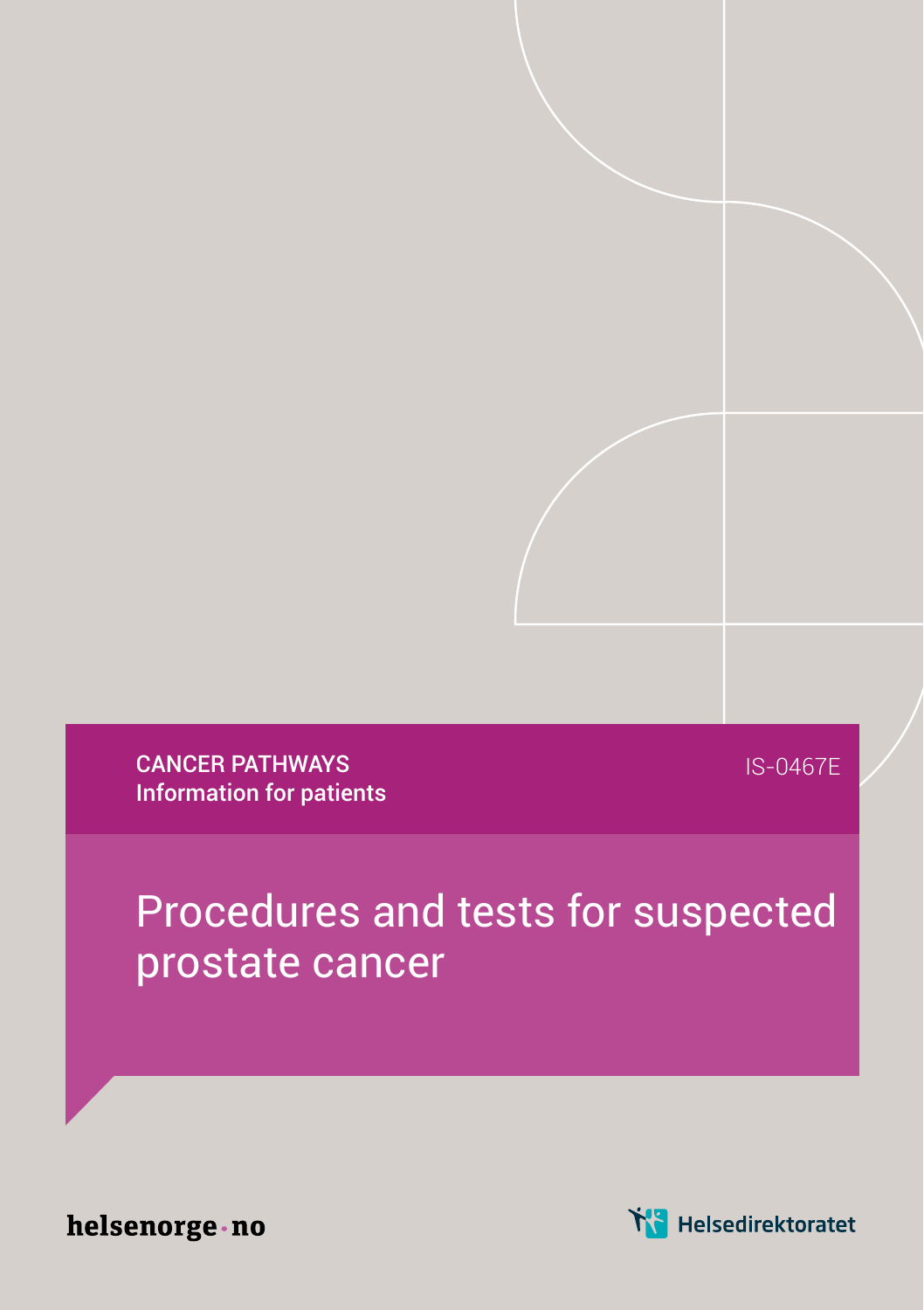CANCER PATHWAYS
**Information for patients**

IS-0467E

# Procedures and tests for suspected prostate cancer

helsenorge·no

Helsedirektoratet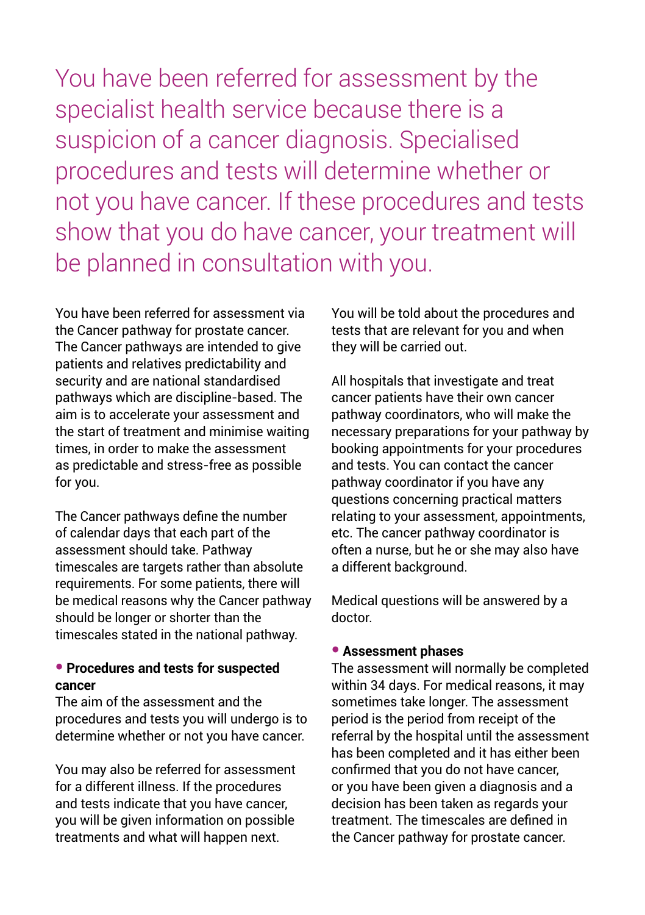You have been referred for assessment by the specialist health service because there is a suspicion of a cancer diagnosis. Specialised procedures and tests will determine whether or not you have cancer. If these procedures and tests show that you do have cancer, your treatment will be planned in consultation with you.

You have been referred for assessment via the Cancer pathway for prostate cancer. The Cancer pathways are intended to give patients and relatives predictability and security and are national standardised pathways which are discipline-based. The aim is to accelerate your assessment and the start of treatment and minimise waiting times, in order to make the assessment as predictable and stress-free as possible for you.

The Cancer pathways define the number of calendar days that each part of the assessment should take. Pathway timescales are targets rather than absolute requirements. For some patients, there will be medical reasons why the Cancer pathway should be longer or shorter than the timescales stated in the national pathway.

## • Procedures and tests for suspected cancer

The aim of the assessment and the procedures and tests you will undergo is to determine whether or not you have cancer.

You may also be referred for assessment for a different illness. If the procedures and tests indicate that you have cancer, you will be given information on possible treatments and what will happen next.

You will be told about the procedures and tests that are relevant for you and when they will be carried out.

All hospitals that investigate and treat cancer patients have their own cancer pathway coordinators, who will make the necessary preparations for your pathway by booking appointments for your procedures and tests. You can contact the cancer pathway coordinator if you have any questions concerning practical matters relating to your assessment, appointments, etc. The cancer pathway coordinator is often a nurse, but he or she may also have a different background.

Medical questions will be answered by a doctor.

## • Assessment phases

The assessment will normally be completed within 34 days. For medical reasons, it may sometimes take longer. The assessment period is the period from receipt of the referral by the hospital until the assessment has been completed and it has either been confirmed that you do not have cancer, or you have been given a diagnosis and a decision has been taken as regards your treatment. The timescales are defined in the Cancer pathway for prostate cancer.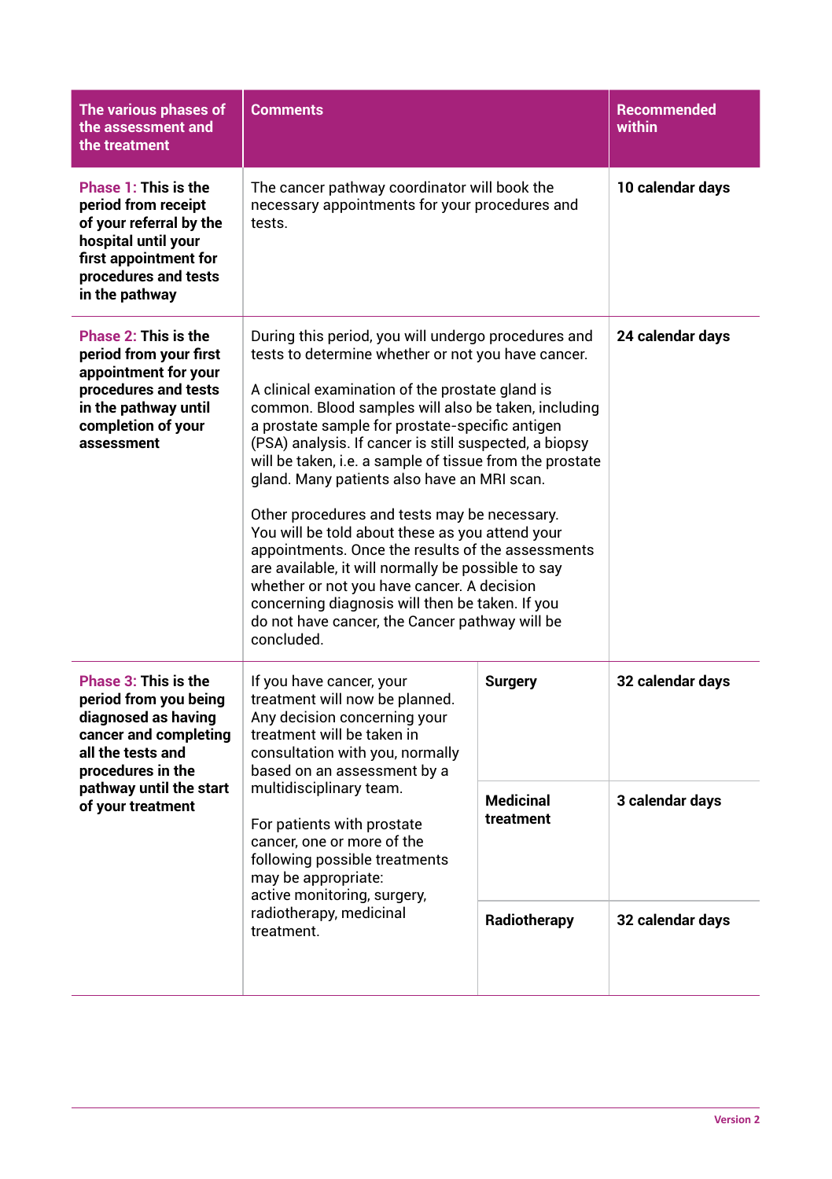| The various phases of the assessment and the treatment | Comments | | Recommended within |
|---|---|---|---|
| **Phase 1: This is the period from receipt of your referral by the hospital until your first appointment for procedures and tests in the pathway** | The cancer pathway coordinator will book the necessary appointments for your procedures and tests. | | **10 calendar days** |
| **Phase 2: This is the period from your first appointment for your procedures and tests in the pathway until completion of your assessment** | During this period, you will undergo procedures and tests to determine whether or not you have cancer.<br><br>A clinical examination of the prostate gland is common. Blood samples will also be taken, including a prostate sample for prostate-specific antigen (PSA) analysis. If cancer is still suspected, a biopsy will be taken, i.e. a sample of tissue from the prostate gland. Many patients also have an MRI scan.<br><br>Other procedures and tests may be necessary. You will be told about these as you attend your appointments. Once the results of the assessments are available, it will normally be possible to say whether or not you have cancer. A decision concerning diagnosis will then be taken. If you do not have cancer, the Cancer pathway will be concluded. | | **24 calendar days** |
| **Phase 3: This is the period from you being diagnosed as having cancer and completing all the tests and procedures in the pathway until the start of your treatment** | If you have cancer, your treatment will now be planned. Any decision concerning your treatment will be taken in consultation with you, normally based on an assessment by a multidisciplinary team.<br><br>For patients with prostate cancer, one or more of the following possible treatments may be appropriate: active monitoring, surgery, radiotherapy, medicinal treatment. | **Surgery** | **32 calendar days** |
| | | **Medicinal treatment** | **3 calendar days** |
| | | **Radiotherapy** | **32 calendar days** |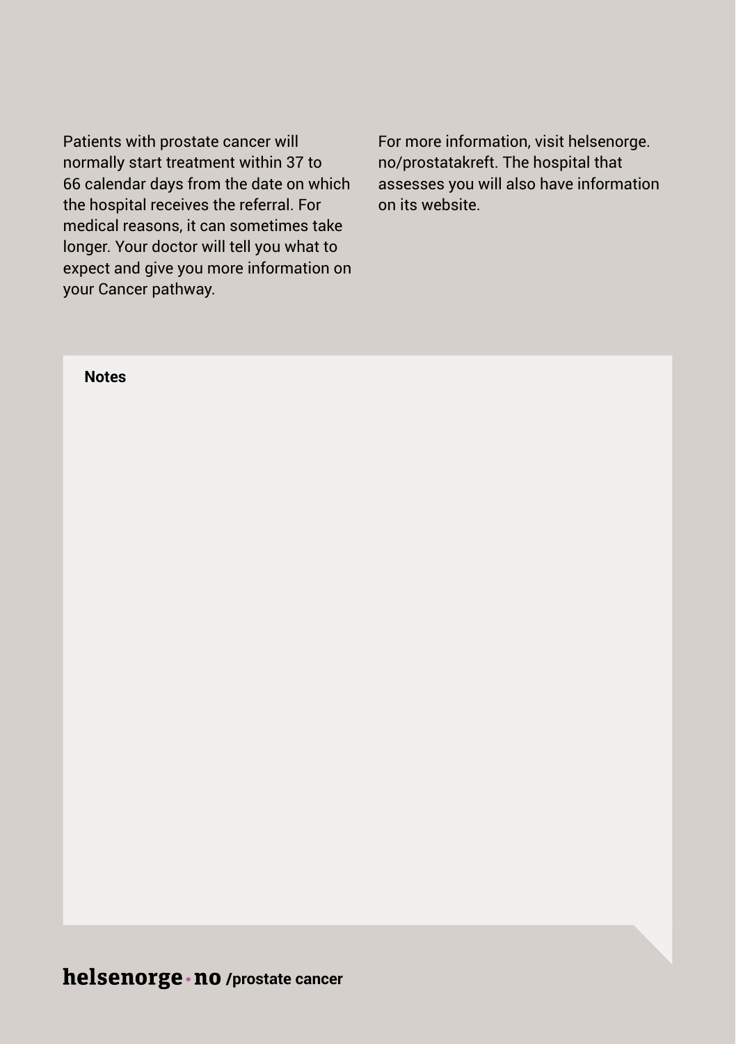Patients with prostate cancer will normally start treatment within 37 to 66 calendar days from the date on which the hospital receives the referral. For medical reasons, it can sometimes take longer. Your doctor will tell you what to expect and give you more information on your Cancer pathway.

For more information, visit helsenorge.no/prostatakreft. The hospital that assesses you will also have information on its website.

**Notes**

helsenorge.no /prostate cancer